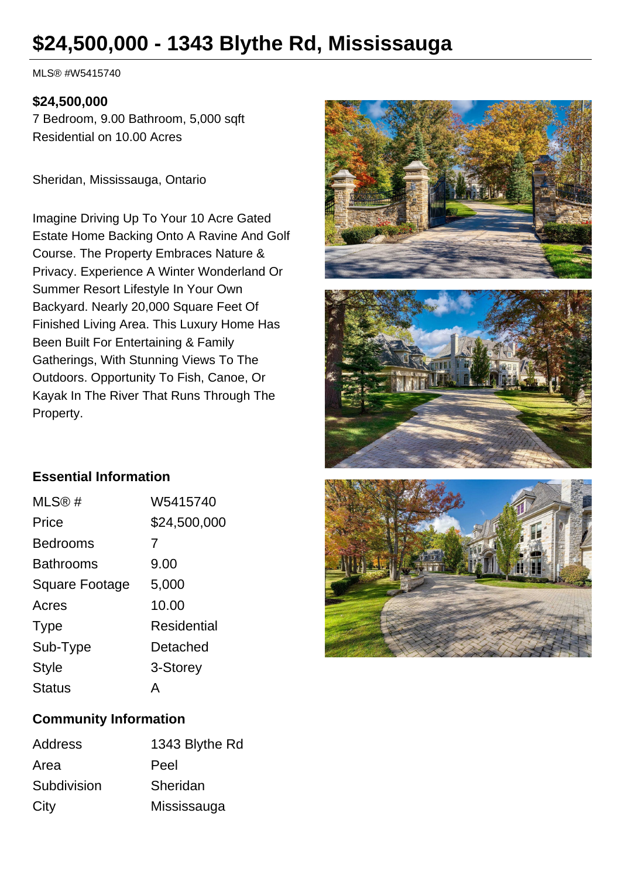# $24,500,000 - 1343 Blythe Rd, Mississauga

MLS® #W5415740

**$24,500,000**

7 Bedroom, 9.00 Bathroom, 5,000 sqft

Residential on 10.00 Acres

Sheridan, Mississauga, Ontario

Imagine Driving Up To Your 10 Acre Gated Estate Home Backing Onto A Ravine And Golf Course. The Property Embraces Nature & Privacy. Experience A Winter Wonderland Or Summer Resort Lifestyle In Your Own Backyard. Nearly 20,000 Square Feet Of Finished Living Area. This Luxury Home Has Been Built For Entertaining & Family Gatherings, With Stunning Views To The Outdoors. Opportunity To Fish, Canoe, Or Kayak In The River That Runs Through The Property.

## Essential Information

| | |
|---|---|
| MLS® # | W5415740 |
| Price | $24,500,000 |
| Bedrooms | 7 |
| Bathrooms | 9.00 |
| Square Footage | 5,000 |
| Acres | 10.00 |
| Type | Residential |
| Sub-Type | Detached |
| Style | 3-Storey |
| Status | A |

## Community Information

| | |
|---|---|
| Address | 1343 Blythe Rd |
| Area | Peel |
| Subdivision | Sheridan |
| City | Mississauga |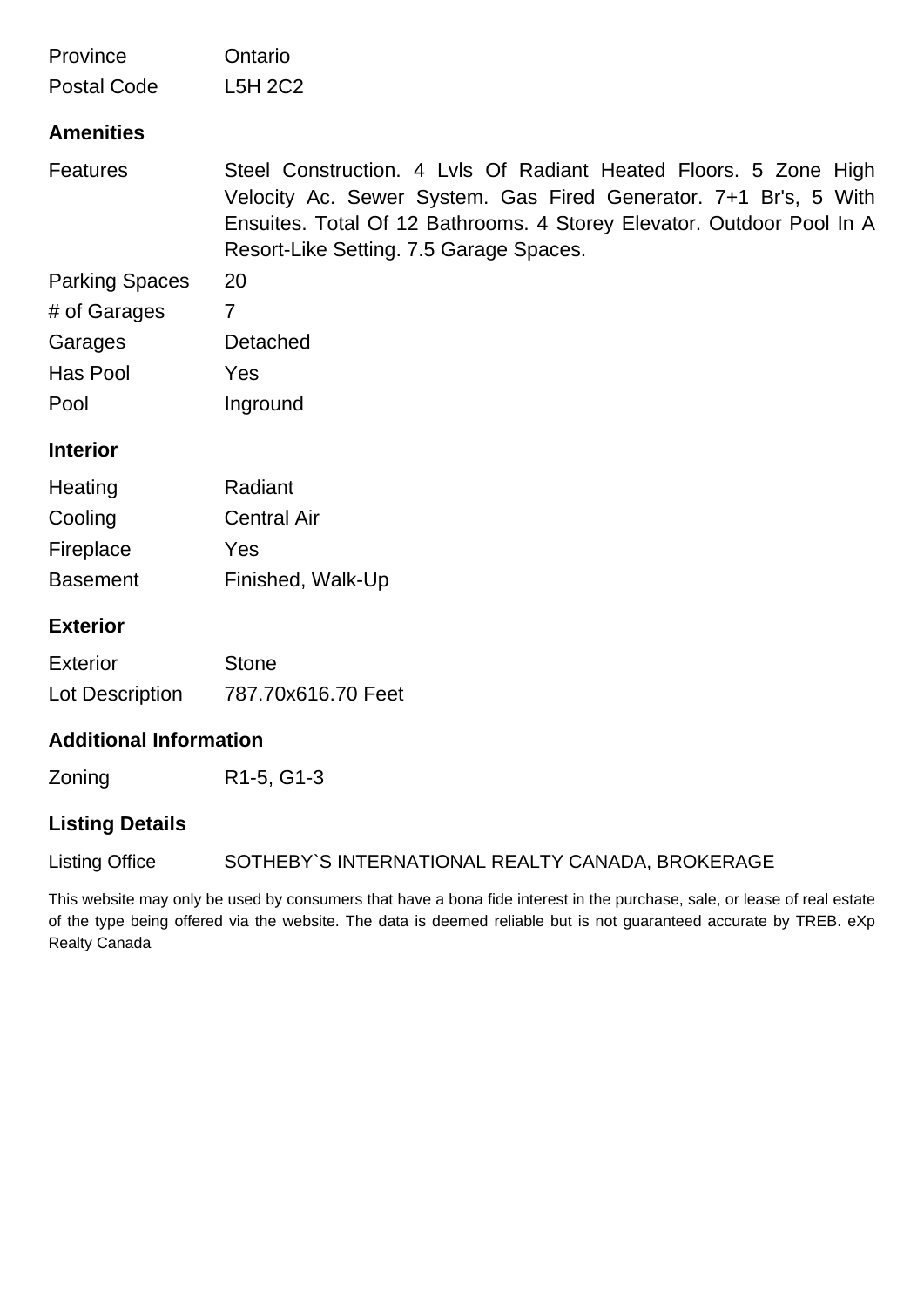| | |
|---|---|
| Province | Ontario |
| Postal Code | L5H 2C2 |

## Amenities

| | |
|---|---|
| Features | Steel Construction. 4 Lvls Of Radiant Heated Floors. 5 Zone High Velocity Ac. Sewer System. Gas Fired Generator. 7+1 Br's, 5 With Ensuites. Total Of 12 Bathrooms. 4 Storey Elevator. Outdoor Pool In A Resort-Like Setting. 7.5 Garage Spaces. |
| Parking Spaces | 20 |
| # of Garages | 7 |
| Garages | Detached |
| Has Pool | Yes |
| Pool | Inground |

## Interior

| | |
|---|---|
| Heating | Radiant |
| Cooling | Central Air |
| Fireplace | Yes |
| Basement | Finished, Walk-Up |

## Exterior

| | |
|---|---|
| Exterior | Stone |
| Lot Description | 787.70x616.70 Feet |

## Additional Information

| | |
|---|---|
| Zoning | R1-5, G1-3 |

## Listing Details

| | |
|---|---|
| Listing Office | SOTHEBY`S INTERNATIONAL REALTY CANADA, BROKERAGE |

This website may only be used by consumers that have a bona fide interest in the purchase, sale, or lease of real estate of the type being offered via the website. The data is deemed reliable but is not guaranteed accurate by TREB. eXp Realty Canada